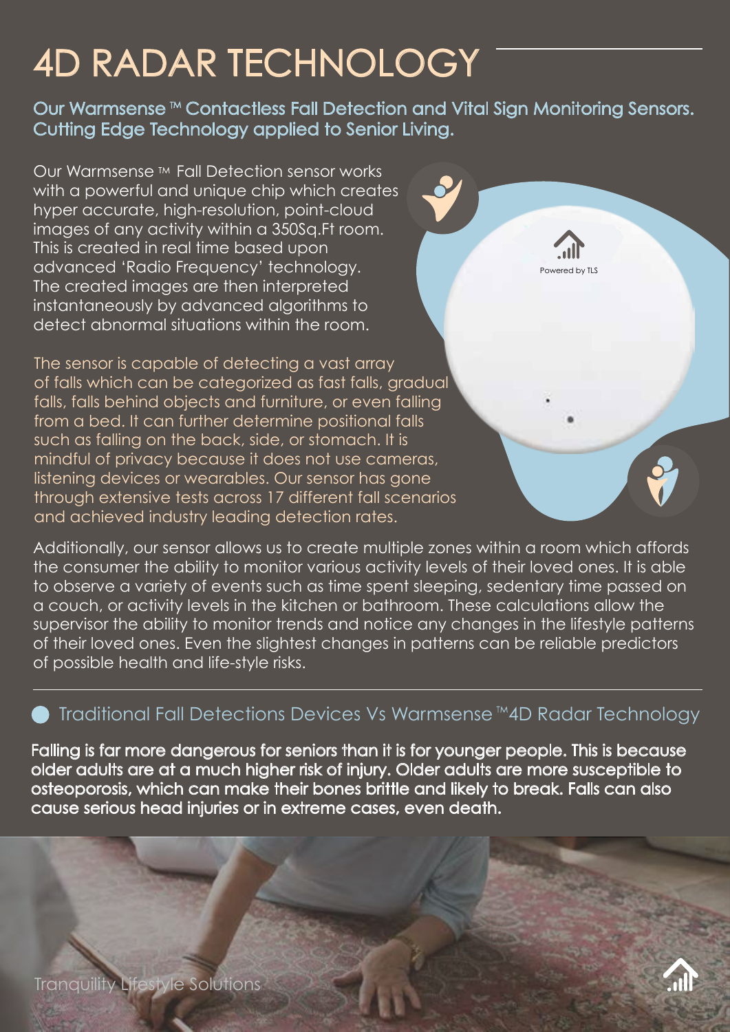# 4D RADAR TECHNOLOGY

**Our Warmsense ™ Contactless Fall Detection and Vital Sign Monitoring Sensors. Cutting Edge Technology applied to Senior Living.**

Our Warmsense ™ Fall Detection sensor works with a powerful and unique chip which creates hyper accurate, high-resolution, point-cloud images of any activity within a 350Sq.Ft room. This is created in real time based upon advanced 'Radio Frequency' technology. The created images are then interpreted instantaneously by advanced algorithms to detect abnormal situations within the room.

Powered by TLS

The sensor is capable of detecting a vast array of falls which can be categorized as fast falls, gradual falls, falls behind objects and furniture, or even falling from a bed. It can further determine positional falls such as falling on the back, side, or stomach. It is mindful of privacy because it does not use cameras, listening devices or wearables. Our sensor has gone through extensive tests across 17 different fall scenarios and achieved industry leading detection rates.

Additionally, our sensor allows us to create multiple zones within a room which affords the consumer the ability to monitor various activity levels of their loved ones. It is able to observe a variety of events such as time spent sleeping, sedentary time passed on a couch, or activity levels in the kitchen or bathroom. These calculations allow the supervisor the ability to monitor trends and notice any changes in the lifestyle patterns of their loved ones. Even the slightest changes in patterns can be reliable predictors of possible health and life-style risks.

## Traditional Fall Detections Devices Vs Warmsense ™4D Radar Technology

**Falling is far more dangerous for seniors than it is for younger people. This is because older adults are at a much higher risk of injury. Older adults are more susceptible to osteoporosis, which can make their bones brittle and likely to break. Falls can also cause serious head injuries or in extreme cases, even death.**

Tranquility Lifestyle Solutions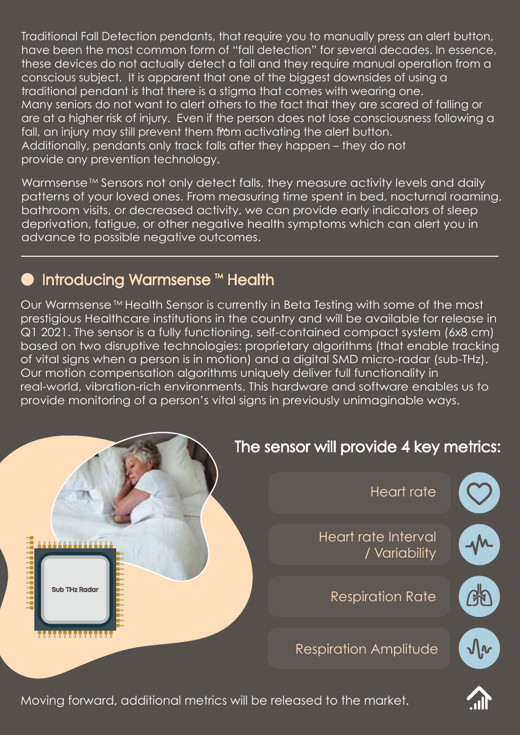Traditional Fall Detection pendants, that require you to manually press an alert button, have been the most common form of "fall detection" for several decades. In essence, these devices do not actually detect a fall and they require manual operation from a conscious subject. It is apparent that one of the biggest downsides of using a traditional pendant is that there is a stigma that comes with wearing one. Many seniors do not want to alert others to the fact that they are scared of falling or are at a higher risk of injury. Even if the person does not lose consciousness following a fall, an injury may still prevent them from activating the alert button. Additionally, pendants only track falls after they happen – they do not provide any prevention technology.

Warmsense™ Sensors not only detect falls, they measure activity levels and daily patterns of your loved ones. From measuring time spent in bed, nocturnal roaming, bathroom visits, or decreased activity, we can provide early indicators of sleep deprivation, fatigue, or other negative health symptoms which can alert you in advance to possible negative outcomes.

## Introducing Warmsense ™ Health

Our Warmsense™ Health Sensor is currently in Beta Testing with some of the most prestigious Healthcare institutions in the country and will be available for release in Q1 2021. The sensor is a fully functioning, self-contained compact system (6x8 cm) based on two disruptive technologies: proprietary algorithms (that enable tracking of vital signs when a person is in motion) and a digital SMD micro-radar (sub-THz). Our motion compensation algorithms uniquely deliver full functionality in real-world, vibration-rich environments. This hardware and software enables us to provide monitoring of a person's vital signs in previously unimaginable ways.

Sub THz Radar

### The sensor will provide 4 key metrics:

- Heart rate
- Heart rate Interval / Variability
- Respiration Rate
- Respiration Amplitude

Moving forward, additional metrics will be released to the market.